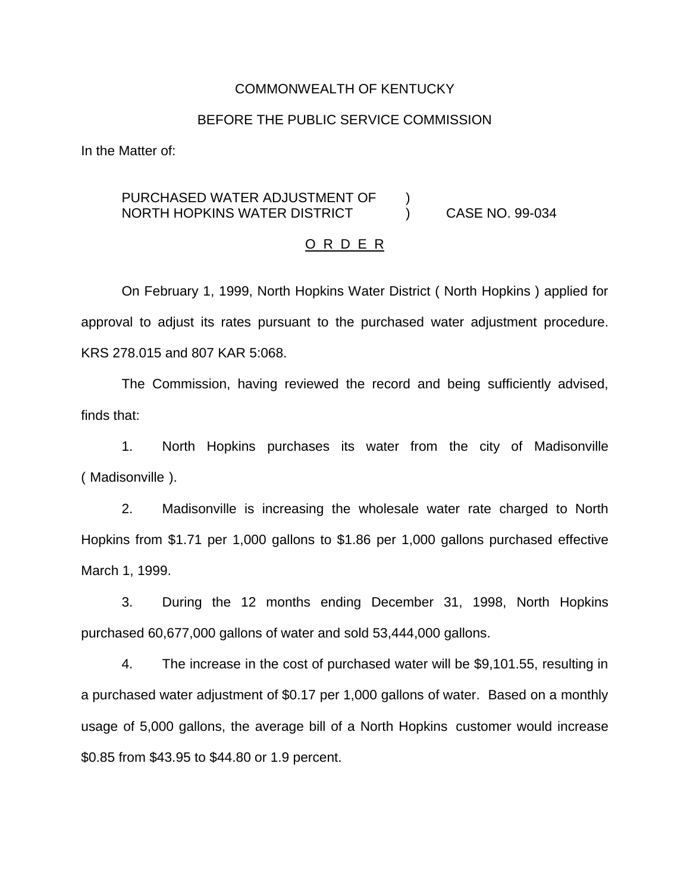COMMONWEALTH OF KENTUCKY

BEFORE THE PUBLIC SERVICE COMMISSION

In the Matter of:

PURCHASED WATER ADJUSTMENT OF NORTH HOPKINS WATER DISTRICT ) CASE NO. 99-034

O R D E R

On February 1, 1999, North Hopkins Water District ( North Hopkins ) applied for approval to adjust its rates pursuant to the purchased water adjustment procedure. KRS 278.015 and 807 KAR 5:068.

The Commission, having reviewed the record and being sufficiently advised, finds that:

1. North Hopkins purchases its water from the city of Madisonville ( Madisonville ).

2. Madisonville is increasing the wholesale water rate charged to North Hopkins from $1.71 per 1,000 gallons to $1.86 per 1,000 gallons purchased effective March 1, 1999.

3. During the 12 months ending December 31, 1998, North Hopkins purchased 60,677,000 gallons of water and sold 53,444,000 gallons.

4. The increase in the cost of purchased water will be $9,101.55, resulting in a purchased water adjustment of $0.17 per 1,000 gallons of water. Based on a monthly usage of 5,000 gallons, the average bill of a North Hopkins customer would increase $0.85 from $43.95 to $44.80 or 1.9 percent.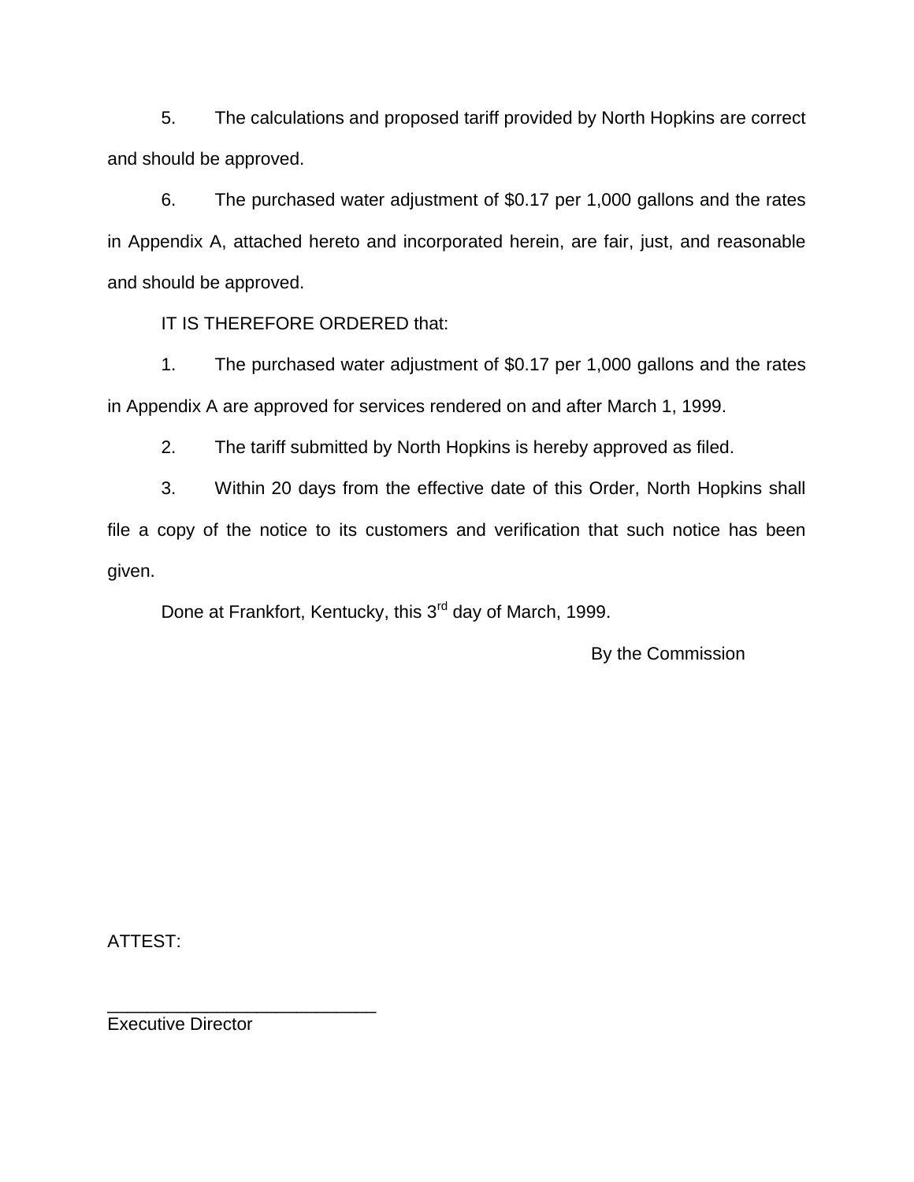5. The calculations and proposed tariff provided by North Hopkins are correct and should be approved.

6. The purchased water adjustment of $0.17 per 1,000 gallons and the rates in Appendix A, attached hereto and incorporated herein, are fair, just, and reasonable and should be approved.

IT IS THEREFORE ORDERED that:

1. The purchased water adjustment of $0.17 per 1,000 gallons and the rates in Appendix A are approved for services rendered on and after March 1, 1999.

2. The tariff submitted by North Hopkins is hereby approved as filed.

3. Within 20 days from the effective date of this Order, North Hopkins shall file a copy of the notice to its customers and verification that such notice has been given.

Done at Frankfort, Kentucky, this 3rd day of March, 1999.

By the Commission

ATTEST:

___________________________
Executive Director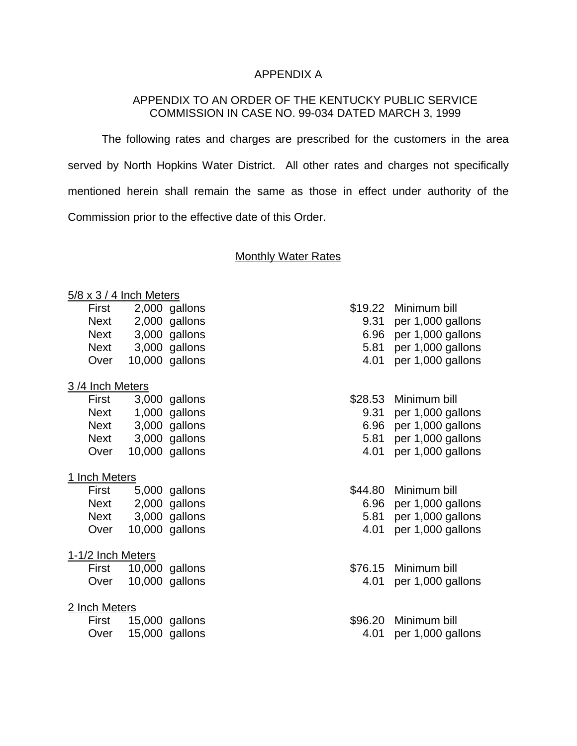# APPENDIX A

APPENDIX TO AN ORDER OF THE KENTUCKY PUBLIC SERVICE COMMISSION IN CASE NO. 99-034 DATED MARCH 3, 1999

The following rates and charges are prescribed for the customers in the area served by North Hopkins Water District. All other rates and charges not specifically mentioned herein shall remain the same as those in effect under authority of the Commission prior to the effective date of this Order.

## Monthly Water Rates

| | | | | |
|---|---|---|---|---|
| 5/8 x 3 / 4 Inch Meters | | | | |
| First | 2,000 gallons | | $19.22 | Minimum bill |
| Next | 2,000 gallons | | 9.31 | per 1,000 gallons |
| Next | 3,000 gallons | | 6.96 | per 1,000 gallons |
| Next | 3,000 gallons | | 5.81 | per 1,000 gallons |
| Over | 10,000 gallons | | 4.01 | per 1,000 gallons |
| 3 /4 Inch Meters | | | | |
| First | 3,000 gallons | | $28.53 | Minimum bill |
| Next | 1,000 gallons | | 9.31 | per 1,000 gallons |
| Next | 3,000 gallons | | 6.96 | per 1,000 gallons |
| Next | 3,000 gallons | | 5.81 | per 1,000 gallons |
| Over | 10,000 gallons | | 4.01 | per 1,000 gallons |
| 1 Inch Meters | | | | |
| First | 5,000 gallons | | $44.80 | Minimum bill |
| Next | 2,000 gallons | | 6.96 | per 1,000 gallons |
| Next | 3,000 gallons | | 5.81 | per 1,000 gallons |
| Over | 10,000 gallons | | 4.01 | per 1,000 gallons |
| 1-1/2 Inch Meters | | | | |
| First | 10,000 gallons | | $76.15 | Minimum bill |
| Over | 10,000 gallons | | 4.01 | per 1,000 gallons |
| 2 Inch Meters | | | | |
| First | 15,000 gallons | | $96.20 | Minimum bill |
| Over | 15,000 gallons | | 4.01 | per 1,000 gallons |